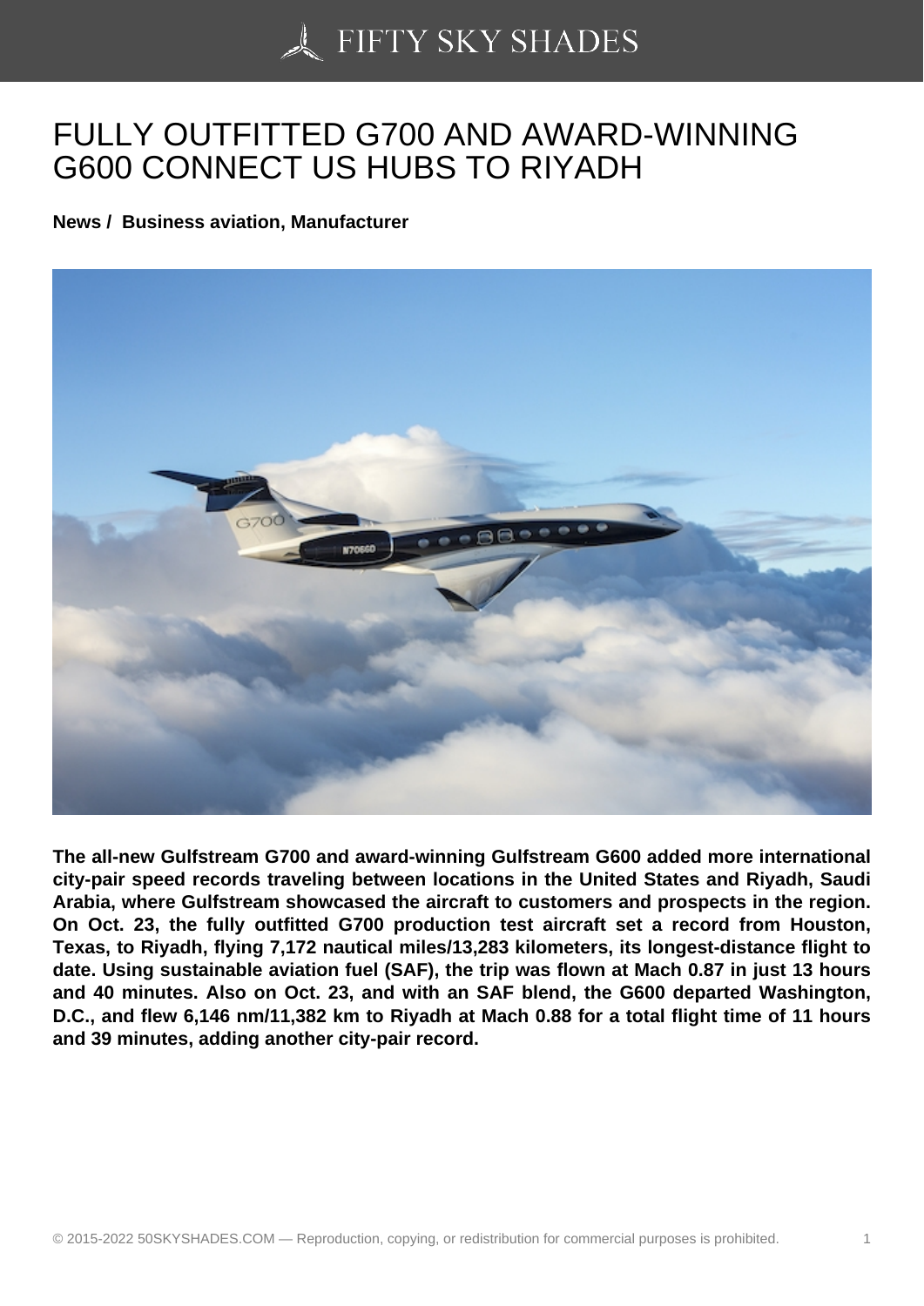# FULLY OUTFITTED G700 AND AWARD-WINNING G600 CONNECT US HUBS TO RIYADH

**News / Business aviation, Manufacturer**

**The all-new Gulfstream G700 and award-winning Gulfstream G600 added more international city-pair speed records traveling between locations in the United States and Riyadh, Saudi Arabia, where Gulfstream showcased the aircraft to customers and prospects in the region. On Oct. 23, the fully outfitted G700 production test aircraft set a record from Houston, Texas, to Riyadh, flying 7,172 nautical miles/13,283 kilometers, its longest-distance flight to date. Using sustainable aviation fuel (SAF), the trip was flown at Mach 0.87 in just 13 hours and 40 minutes. Also on Oct. 23, and with an SAF blend, the G600 departed Washington, D.C., and flew 6,146 nm/11,382 km to Riyadh at Mach 0.88 for a total flight time of 11 hours and 39 minutes, adding another city-pair record.**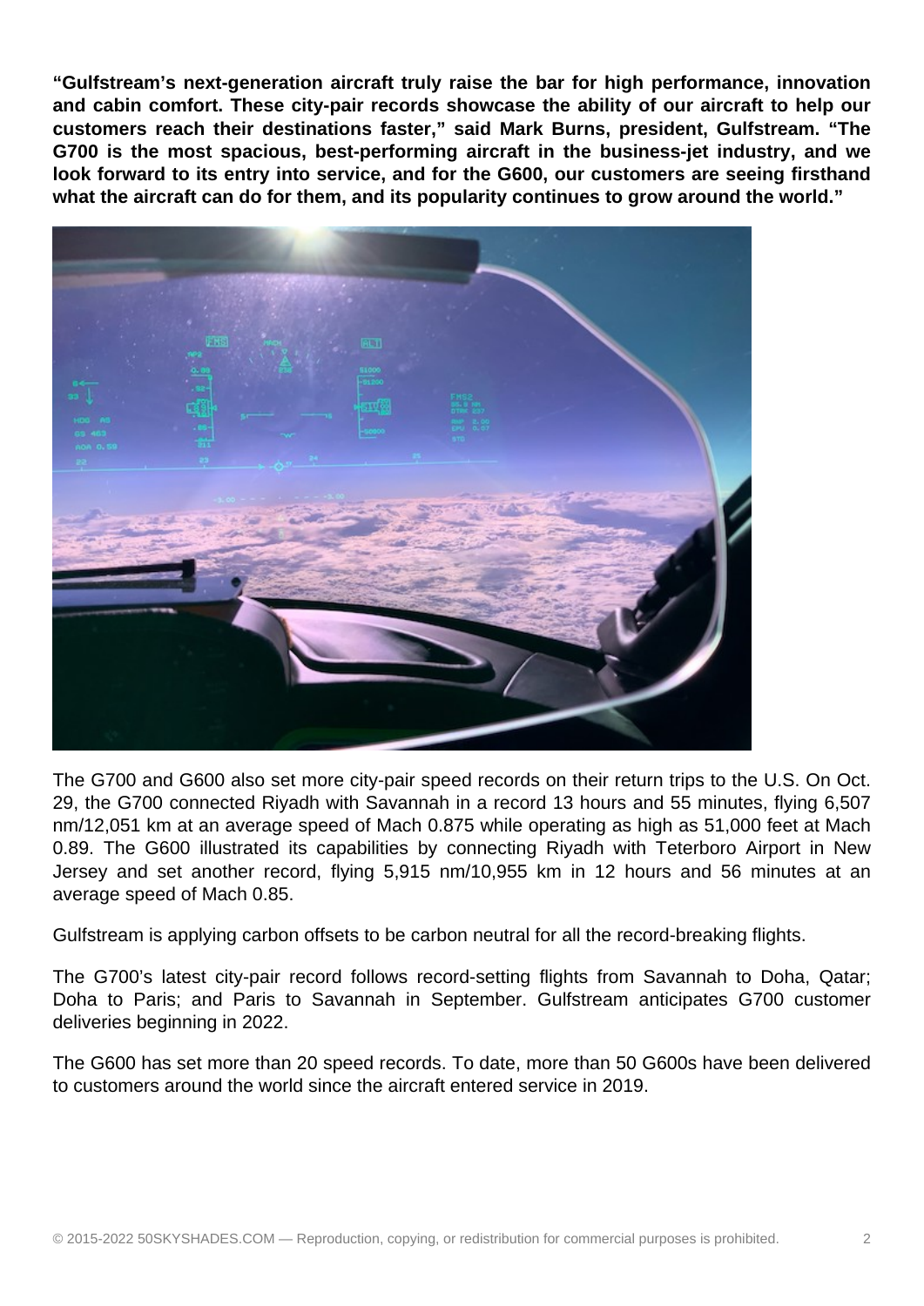**“Gulfstream’s next-generation aircraft truly raise the bar for high performance, innovation and cabin comfort. These city-pair records showcase the ability of our aircraft to help our customers reach their destinations faster,” said Mark Burns, president, Gulfstream. “The G700 is the most spacious, best-performing aircraft in the business-jet industry, and we look forward to its entry into service, and for the G600, our customers are seeing firsthand what the aircraft can do for them, and its popularity continues to grow around the world.”**

The G700 and G600 also set more city-pair speed records on their return trips to the U.S. On Oct. 29, the G700 connected Riyadh with Savannah in a record 13 hours and 55 minutes, flying 6,507 nm/12,051 km at an average speed of Mach 0.875 while operating as high as 51,000 feet at Mach 0.89. The G600 illustrated its capabilities by connecting Riyadh with Teterboro Airport in New Jersey and set another record, flying 5,915 nm/10,955 km in 12 hours and 56 minutes at an average speed of Mach 0.85.

Gulfstream is applying carbon offsets to be carbon neutral for all the record-breaking flights.

The G700’s latest city-pair record follows record-setting flights from Savannah to Doha, Qatar; Doha to Paris; and Paris to Savannah in September. Gulfstream anticipates G700 customer deliveries beginning in 2022.

The G600 has set more than 20 speed records. To date, more than 50 G600s have been delivered to customers around the world since the aircraft entered service in 2019.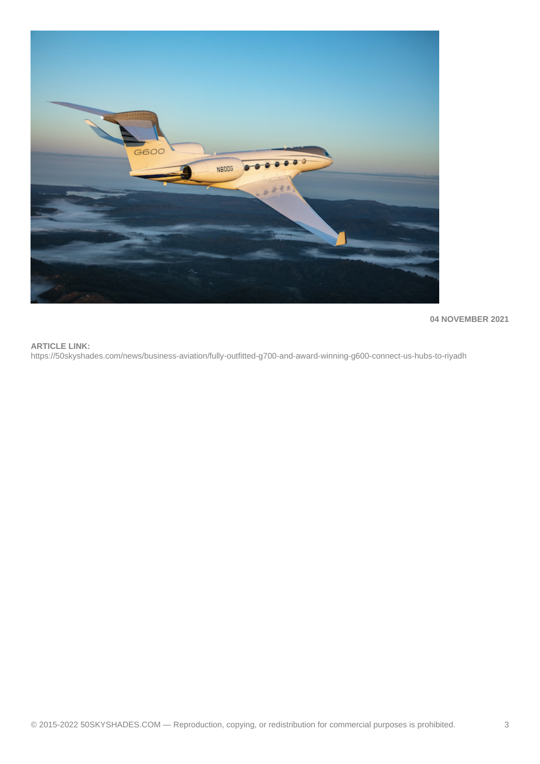**04 NOVEMBER 2021**

**ARTICLE LINK:**
https://50skyshades.com/news/business-aviation/fully-outfitted-g700-and-award-winning-g600-connect-us-hubs-to-riyadh